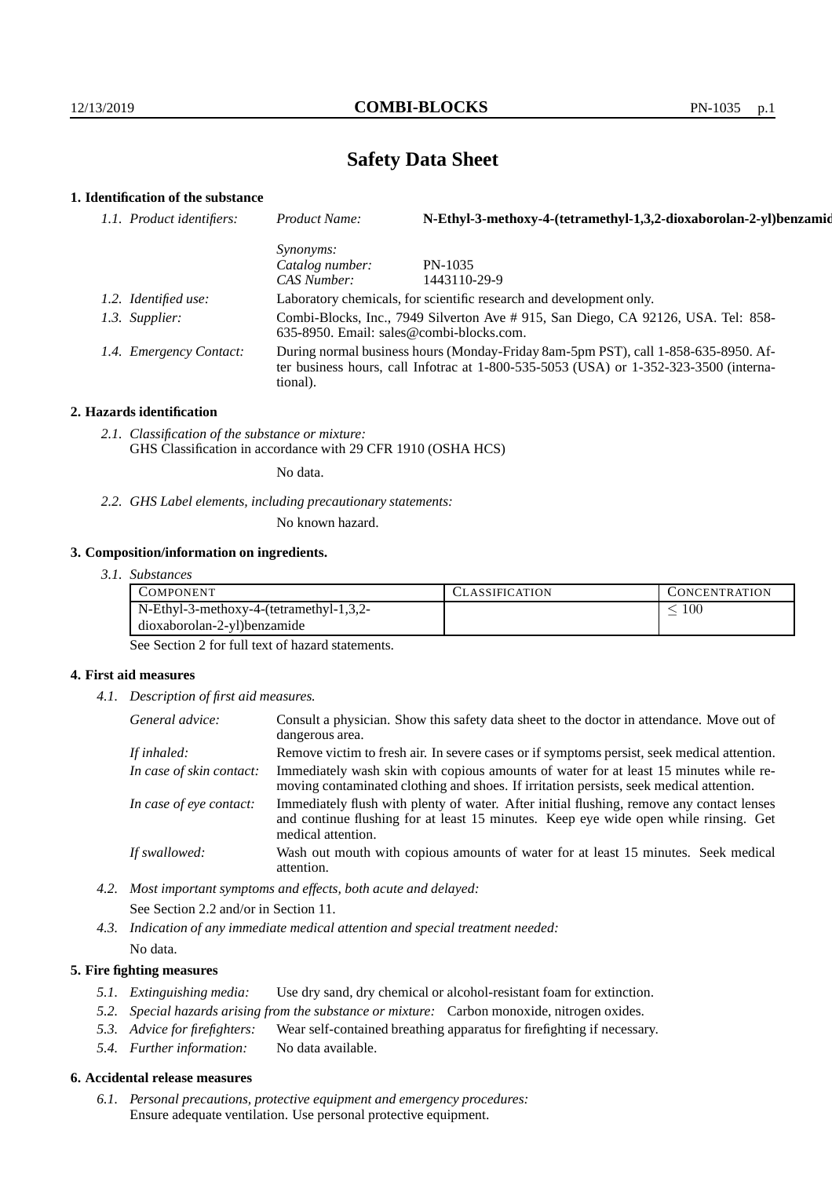# Safety Data Sheet

## 1. Identification of the substance

| | | |
|---|---|---|
| *1.1. Product identifiers:* | *Product Name:* | **N-Ethyl-3-methoxy-4-(tetramethyl-1,3,2-dioxaborolan-2-yl)benzamid** |
| | *Synonyms:* | |
| | *Catalog number:* | PN-1035 |
| | *CAS Number:* | 1443110-29-9 |

*1.2. Identified use:* Laboratory chemicals, for scientific research and development only.

*1.3. Supplier:* Combi-Blocks, Inc., 7949 Silverton Ave # 915, San Diego, CA 92126, USA. Tel: 858-635-8950. Email: sales@combi-blocks.com.

*1.4. Emergency Contact:* During normal business hours (Monday-Friday 8am-5pm PST), call 1-858-635-8950. After business hours, call Infotrac at 1-800-535-5053 (USA) or 1-352-323-3500 (international).

## 2. Hazards identification

*2.1. Classification of the substance or mixture:*
GHS Classification in accordance with 29 CFR 1910 (OSHA HCS)

No data.

*2.2. GHS Label elements, including precautionary statements:*

No known hazard.

## 3. Composition/information on ingredients.

*3.1. Substances*

| COMPONENT | CLASSIFICATION | CONCENTRATION |
|---|---|---|
| N-Ethyl-3-methoxy-4-(tetramethyl-1,3,2-dioxaborolan-2-yl)benzamide | | $\leq 100$ |

See Section 2 for full text of hazard statements.

## 4. First aid measures

*4.1. Description of first aid measures.*

*General advice:* Consult a physician. Show this safety data sheet to the doctor in attendance. Move out of dangerous area.

*If inhaled:* Remove victim to fresh air. In severe cases or if symptoms persist, seek medical attention.

*In case of skin contact:* Immediately wash skin with copious amounts of water for at least 15 minutes while removing contaminated clothing and shoes. If irritation persists, seek medical attention.

*In case of eye contact:* Immediately flush with plenty of water. After initial flushing, remove any contact lenses and continue flushing for at least 15 minutes. Keep eye wide open while rinsing. Get medical attention.

*If swallowed:* Wash out mouth with copious amounts of water for at least 15 minutes. Seek medical attention.

*4.2. Most important symptoms and effects, both acute and delayed:*

See Section 2.2 and/or in Section 11.

*4.3. Indication of any immediate medical attention and special treatment needed:*

No data.

## 5. Fire fighting measures

*5.1. Extinguishing media:* Use dry sand, dry chemical or alcohol-resistant foam for extinction.

*5.2. Special hazards arising from the substance or mixture:* Carbon monoxide, nitrogen oxides.

*5.3. Advice for firefighters:* Wear self-contained breathing apparatus for firefighting if necessary.

*5.4. Further information:* No data available.

## 6. Accidental release measures

*6.1. Personal precautions, protective equipment and emergency procedures:*
Ensure adequate ventilation. Use personal protective equipment.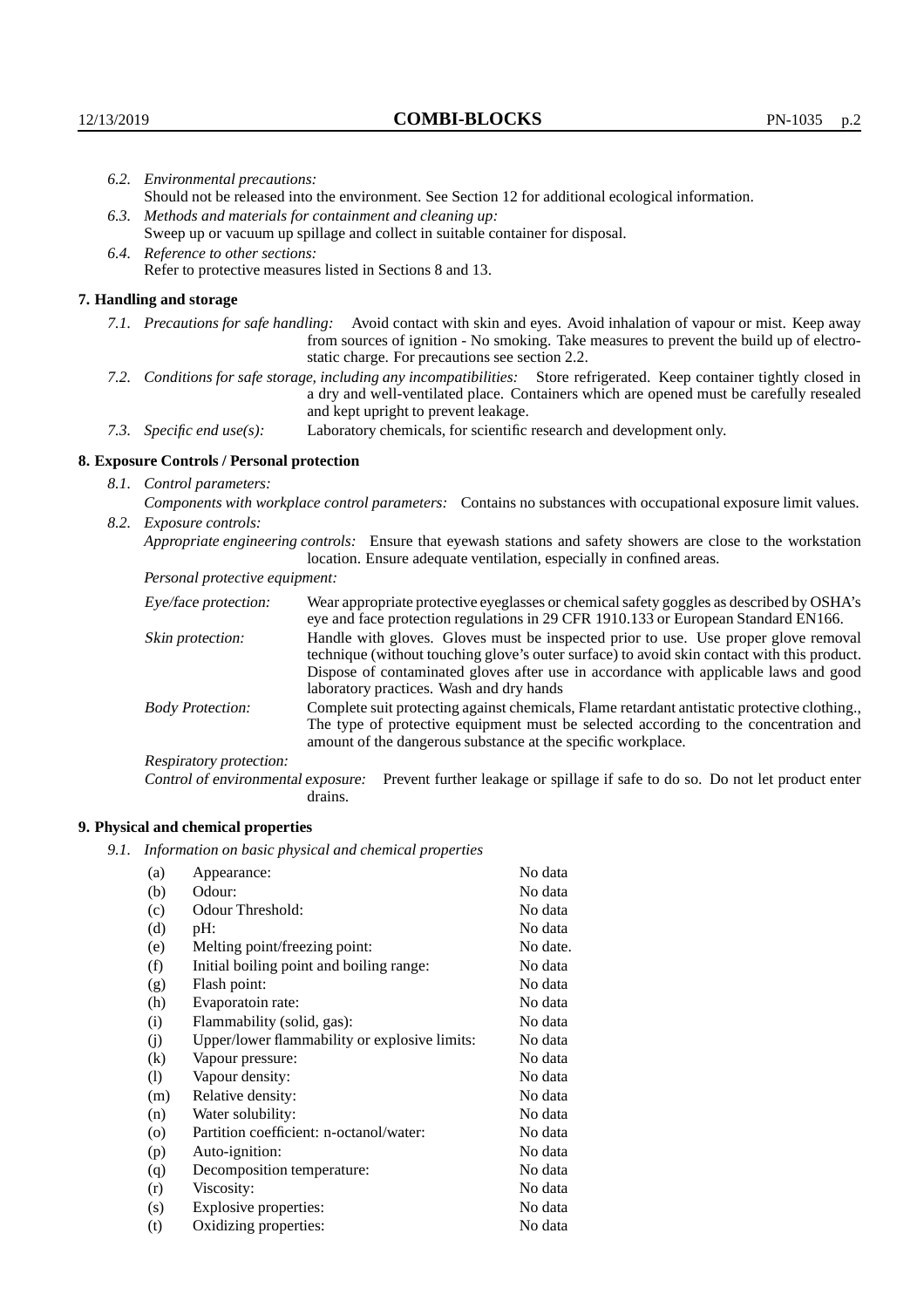*6.2. Environmental precautions:*
Should not be released into the environment. See Section 12 for additional ecological information.

*6.3. Methods and materials for containment and cleaning up:*
Sweep up or vacuum up spillage and collect in suitable container for disposal.

*6.4. Reference to other sections:*
Refer to protective measures listed in Sections 8 and 13.

## 7. Handling and storage

*7.1. Precautions for safe handling:* Avoid contact with skin and eyes. Avoid inhalation of vapour or mist. Keep away from sources of ignition - No smoking. Take measures to prevent the build up of electrostatic charge. For precautions see section 2.2.

*7.2. Conditions for safe storage, including any incompatibilities:* Store refrigerated. Keep container tightly closed in a dry and well-ventilated place. Containers which are opened must be carefully resealed and kept upright to prevent leakage.

*7.3. Specific end use(s):* Laboratory chemicals, for scientific research and development only.

## 8. Exposure Controls / Personal protection

*8.1. Control parameters:*

*Components with workplace control parameters:* Contains no substances with occupational exposure limit values.

*8.2. Exposure controls:*

*Appropriate engineering controls:* Ensure that eyewash stations and safety showers are close to the workstation location. Ensure adequate ventilation, especially in confined areas.

*Personal protective equipment:*

*Eye/face protection:* Wear appropriate protective eyeglasses or chemical safety goggles as described by OSHA's eye and face protection regulations in 29 CFR 1910.133 or European Standard EN166.

*Skin protection:* Handle with gloves. Gloves must be inspected prior to use. Use proper glove removal technique (without touching glove's outer surface) to avoid skin contact with this product. Dispose of contaminated gloves after use in accordance with applicable laws and good laboratory practices. Wash and dry hands

*Body Protection:* Complete suit protecting against chemicals, Flame retardant antistatic protective clothing., The type of protective equipment must be selected according to the concentration and amount of the dangerous substance at the specific workplace.

*Respiratory protection:*

*Control of environmental exposure:* Prevent further leakage or spillage if safe to do so. Do not let product enter drains.

## 9. Physical and chemical properties

*9.1. Information on basic physical and chemical properties*

| | | |
|---|---|---|
| (a) | Appearance: | No data |
| (b) | Odour: | No data |
| (c) | Odour Threshold: | No data |
| (d) | pH: | No data |
| (e) | Melting point/freezing point: | No date. |
| (f) | Initial boiling point and boiling range: | No data |
| (g) | Flash point: | No data |
| (h) | Evaporatoin rate: | No data |
| (i) | Flammability (solid, gas): | No data |
| (j) | Upper/lower flammability or explosive limits: | No data |
| (k) | Vapour pressure: | No data |
| (l) | Vapour density: | No data |
| (m) | Relative density: | No data |
| (n) | Water solubility: | No data |
| (o) | Partition coefficient: n-octanol/water: | No data |
| (p) | Auto-ignition: | No data |
| (q) | Decomposition temperature: | No data |
| (r) | Viscosity: | No data |
| (s) | Explosive properties: | No data |
| (t) | Oxidizing properties: | No data |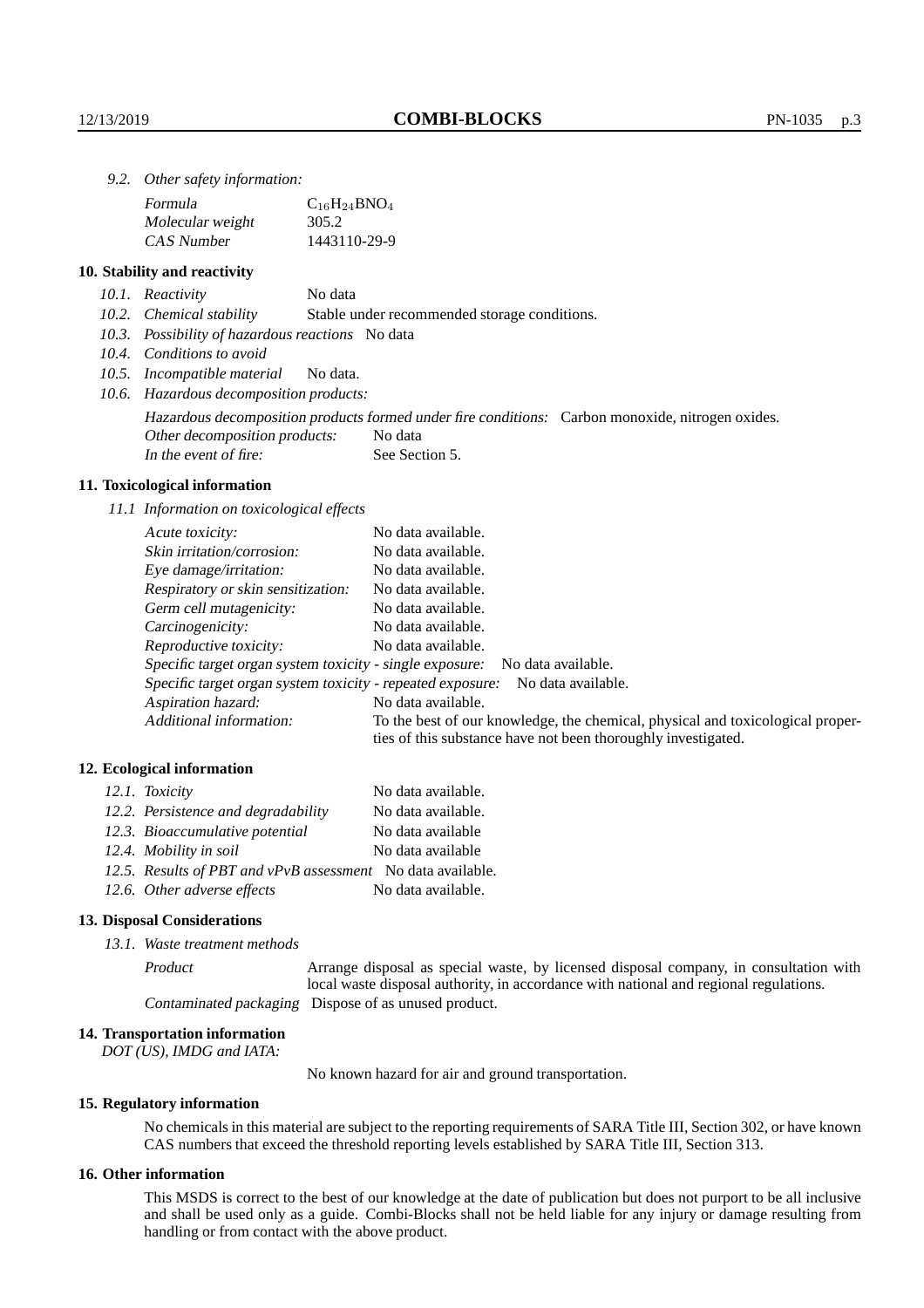*9.2. Other safety information:*

| | |
|---|---|
| *Formula* | $C_{16}H_{24}BNO_4$ |
| *Molecular weight* | 305.2 |
| *CAS Number* | 1443110-29-9 |

## 10. Stability and reactivity

*10.1. Reactivity* No data

*10.2. Chemical stability* Stable under recommended storage conditions.

*10.3. Possibility of hazardous reactions* No data

*10.4. Conditions to avoid*

*10.5. Incompatible material* No data.

*10.6. Hazardous decomposition products:*

*Hazardous decomposition products formed under fire conditions:* Carbon monoxide, nitrogen oxides.

*Other decomposition products:* No data

*In the event of fire:* See Section 5.

## 11. Toxicological information

*11.1 Information on toxicological effects*

| | |
|---|---|
| *Acute toxicity:* | No data available. |
| *Skin irritation/corrosion:* | No data available. |
| *Eye damage/irritation:* | No data available. |
| *Respiratory or skin sensitization:* | No data available. |
| *Germ cell mutagenicity:* | No data available. |
| *Carcinogenicity:* | No data available. |
| *Reproductive toxicity:* | No data available. |
| *Specific target organ system toxicity - single exposure:* | No data available. |
| *Specific target organ system toxicity - repeated exposure:* | No data available. |
| *Aspiration hazard:* | No data available. |
| *Additional information:* | To the best of our knowledge, the chemical, physical and toxicological properties of this substance have not been thoroughly investigated. |

## 12. Ecological information

| | |
|---|---|
| *12.1. Toxicity* | No data available. |
| *12.2. Persistence and degradability* | No data available. |
| *12.3. Bioaccumulative potential* | No data available |
| *12.4. Mobility in soil* | No data available |
| *12.5. Results of PBT and vPvB assessment* | No data available. |
| *12.6. Other adverse effects* | No data available. |

## 13. Disposal Considerations

*13.1. Waste treatment methods*

*Product* Arrange disposal as special waste, by licensed disposal company, in consultation with local waste disposal authority, in accordance with national and regional regulations.

*Contaminated packaging* Dispose of as unused product.

## 14. Transportation information

*DOT (US), IMDG and IATA:*

No known hazard for air and ground transportation.

## 15. Regulatory information

No chemicals in this material are subject to the reporting requirements of SARA Title III, Section 302, or have known CAS numbers that exceed the threshold reporting levels established by SARA Title III, Section 313.

## 16. Other information

This MSDS is correct to the best of our knowledge at the date of publication but does not purport to be all inclusive and shall be used only as a guide. Combi-Blocks shall not be held liable for any injury or damage resulting from handling or from contact with the above product.